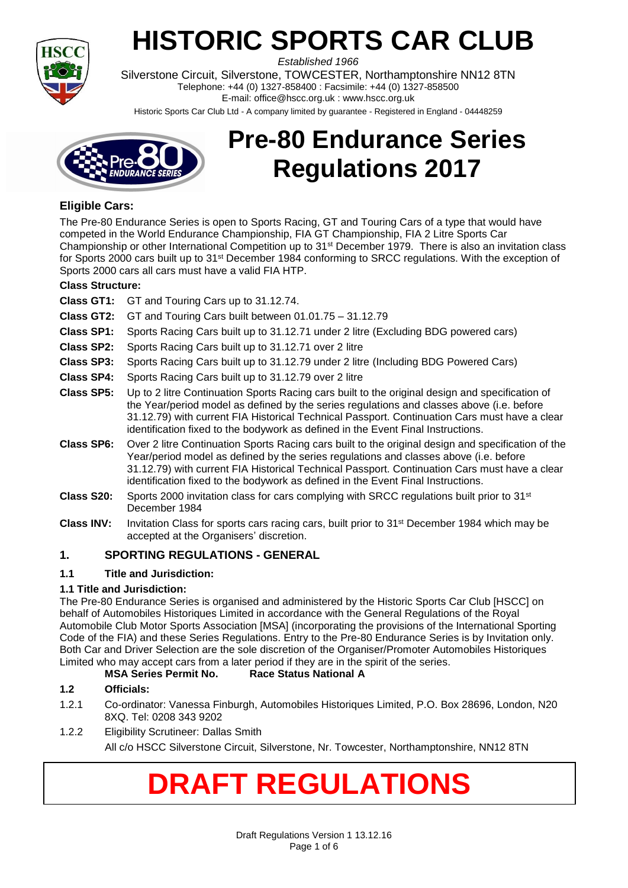# HISTORIC SPORTS CAR CLUB

*Established 1966*

Silverstone Circuit, Silverstone, TOWCESTER, Northamptonshire NN12 8TN
Telephone: +44 (0) 1327-858400 : Facsimile: +44 (0) 1327-858500
E-mail: office@hscc.org.uk : www.hscc.org.uk
Historic Sports Car Club Ltd - A company limited by guarantee - Registered in England - 04448259

# Pre-80 Endurance Series Regulations 2017

## Eligible Cars:

The Pre-80 Endurance Series is open to Sports Racing, GT and Touring Cars of a type that would have competed in the World Endurance Championship, FIA GT Championship, FIA 2 Litre Sports Car Championship or other International Competition up to 31st December 1979. There is also an invitation class for Sports 2000 cars built up to 31st December 1984 conforming to SRCC regulations. With the exception of Sports 2000 cars all cars must have a valid FIA HTP.

**Class Structure:**

**Class GT1:** GT and Touring Cars up to 31.12.74.

**Class GT2:** GT and Touring Cars built between 01.01.75 – 31.12.79

**Class SP1:** Sports Racing Cars built up to 31.12.71 under 2 litre (Excluding BDG powered cars)

**Class SP2:** Sports Racing Cars built up to 31.12.71 over 2 litre

**Class SP3:** Sports Racing Cars built up to 31.12.79 under 2 litre (Including BDG Powered Cars)

**Class SP4:** Sports Racing Cars built up to 31.12.79 over 2 litre

**Class SP5:** Up to 2 litre Continuation Sports Racing cars built to the original design and specification of the Year/period model as defined by the series regulations and classes above (i.e. before 31.12.79) with current FIA Historical Technical Passport. Continuation Cars must have a clear identification fixed to the bodywork as defined in the Event Final Instructions.

**Class SP6:** Over 2 litre Continuation Sports Racing cars built to the original design and specification of the Year/period model as defined by the series regulations and classes above (i.e. before 31.12.79) with current FIA Historical Technical Passport. Continuation Cars must have a clear identification fixed to the bodywork as defined in the Event Final Instructions.

**Class S20:** Sports 2000 invitation class for cars complying with SRCC regulations built prior to 31st December 1984

**Class INV:** Invitation Class for sports cars racing cars, built prior to 31st December 1984 which may be accepted at the Organisers' discretion.

## 1. SPORTING REGULATIONS - GENERAL

### 1.1 Title and Jurisdiction:

**1.1 Title and Jurisdiction:**

The Pre-80 Endurance Series is organised and administered by the Historic Sports Car Club [HSCC] on behalf of Automobiles Historiques Limited in accordance with the General Regulations of the Royal Automobile Club Motor Sports Association [MSA] (incorporating the provisions of the International Sporting Code of the FIA) and these Series Regulations. Entry to the Pre-80 Endurance Series is by Invitation only. Both Car and Driver Selection are the sole discretion of the Organiser/Promoter Automobiles Historiques Limited who may accept cars from a later period if they are in the spirit of the series.

**MSA Series Permit No.** **Race Status National A**

### 1.2 Officials:

1.2.1 Co-ordinator: Vanessa Finburgh, Automobiles Historiques Limited, P.O. Box 28696, London, N20 8XQ. Tel: 0208 343 9202

1.2.2 Eligibility Scrutineer: Dallas Smith

All c/o HSCC Silverstone Circuit, Silverstone, Nr. Towcester, Northamptonshire, NN12 8TN

# DRAFT REGULATIONS

Draft Regulations Version 1 13.12.16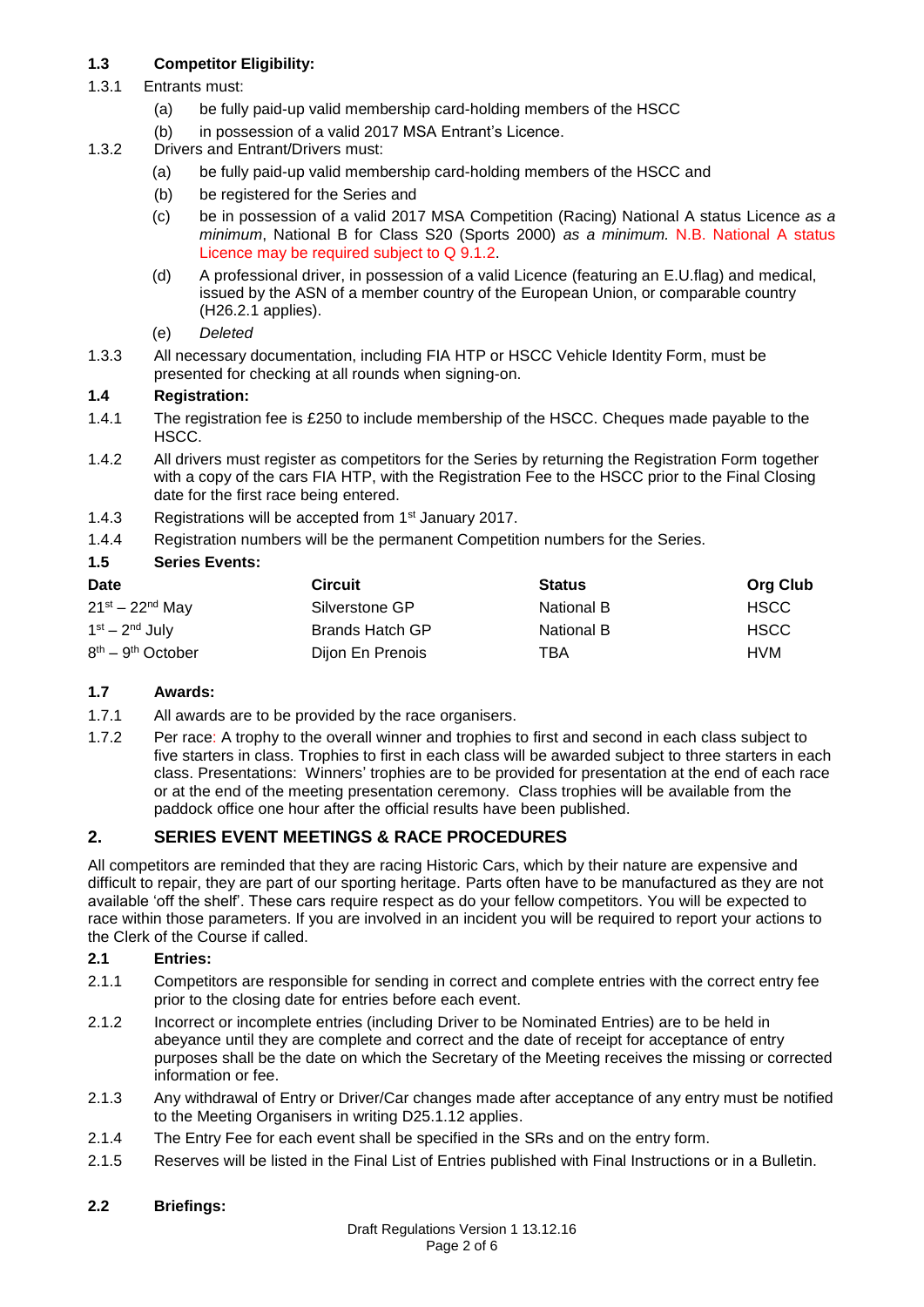### 1.3 Competitor Eligibility:

1.3.1 Entrants must:

- (a) be fully paid-up valid membership card-holding members of the HSCC
- (b) in possession of a valid 2017 MSA Entrant's Licence.

1.3.2 Drivers and Entrant/Drivers must:

- (a) be fully paid-up valid membership card-holding members of the HSCC and
- (b) be registered for the Series and
- (c) be in possession of a valid 2017 MSA Competition (Racing) National A status Licence *as a minimum*, National B for Class S20 (Sports 2000) *as a minimum.* N.B. National A status Licence may be required subject to Q 9.1.2.
- (d) A professional driver, in possession of a valid Licence (featuring an E.U.flag) and medical, issued by the ASN of a member country of the European Union, or comparable country (H26.2.1 applies).
- (e) *Deleted*

1.3.3 All necessary documentation, including FIA HTP or HSCC Vehicle Identity Form, must be presented for checking at all rounds when signing-on.

### 1.4 Registration:

1.4.1 The registration fee is £250 to include membership of the HSCC. Cheques made payable to the HSCC.

1.4.2 All drivers must register as competitors for the Series by returning the Registration Form together with a copy of the cars FIA HTP, with the Registration Fee to the HSCC prior to the Final Closing date for the first race being entered.

1.4.3 Registrations will be accepted from 1st January 2017.

1.4.4 Registration numbers will be the permanent Competition numbers for the Series.

### 1.5 Series Events:

| Date | Circuit | Status | Org Club |
|---|---|---|---|
| 21st – 22nd May | Silverstone GP | National B | HSCC |
| 1st – 2nd July | Brands Hatch GP | National B | HSCC |
| 8th – 9th October | Dijon En Prenois | TBA | HVM |

### 1.7 Awards:

1.7.1 All awards are to be provided by the race organisers.

1.7.2 Per race: A trophy to the overall winner and trophies to first and second in each class subject to five starters in class. Trophies to first in each class will be awarded subject to three starters in each class. Presentations: Winners' trophies are to be provided for presentation at the end of each race or at the end of the meeting presentation ceremony. Class trophies will be available from the paddock office one hour after the official results have been published.

## 2. SERIES EVENT MEETINGS & RACE PROCEDURES

All competitors are reminded that they are racing Historic Cars, which by their nature are expensive and difficult to repair, they are part of our sporting heritage. Parts often have to be manufactured as they are not available 'off the shelf'. These cars require respect as do your fellow competitors. You will be expected to race within those parameters. If you are involved in an incident you will be required to report your actions to the Clerk of the Course if called.

### 2.1 Entries:

2.1.1 Competitors are responsible for sending in correct and complete entries with the correct entry fee prior to the closing date for entries before each event.

2.1.2 Incorrect or incomplete entries (including Driver to be Nominated Entries) are to be held in abeyance until they are complete and correct and the date of receipt for acceptance of entry purposes shall be the date on which the Secretary of the Meeting receives the missing or corrected information or fee.

2.1.3 Any withdrawal of Entry or Driver/Car changes made after acceptance of any entry must be notified to the Meeting Organisers in writing D25.1.12 applies.

2.1.4 The Entry Fee for each event shall be specified in the SRs and on the entry form.

2.1.5 Reserves will be listed in the Final List of Entries published with Final Instructions or in a Bulletin.

### 2.2 Briefings: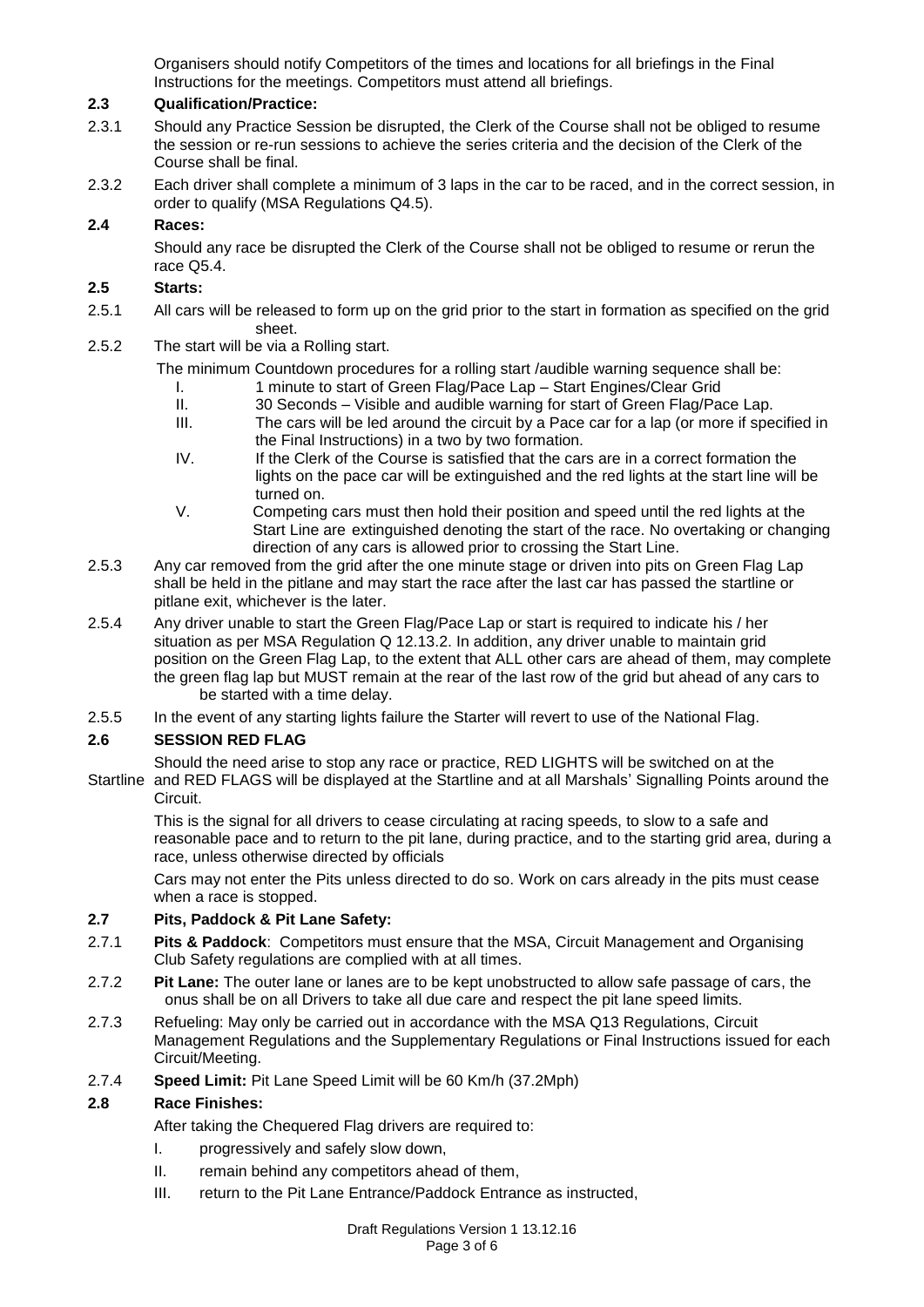Organisers should notify Competitors of the times and locations for all briefings in the Final Instructions for the meetings. Competitors must attend all briefings.

### 2.3 Qualification/Practice:

2.3.1 Should any Practice Session be disrupted, the Clerk of the Course shall not be obliged to resume the session or re-run sessions to achieve the series criteria and the decision of the Clerk of the Course shall be final.

2.3.2 Each driver shall complete a minimum of 3 laps in the car to be raced, and in the correct session, in order to qualify (MSA Regulations Q4.5).

### 2.4 Races:

Should any race be disrupted the Clerk of the Course shall not be obliged to resume or rerun the race Q5.4.

### 2.5 Starts:

2.5.1 All cars will be released to form up on the grid prior to the start in formation as specified on the grid sheet.

2.5.2 The start will be via a Rolling start.

The minimum Countdown procedures for a rolling start /audible warning sequence shall be:

- I. 1 minute to start of Green Flag/Pace Lap – Start Engines/Clear Grid
- II. 30 Seconds – Visible and audible warning for start of Green Flag/Pace Lap.
- III. The cars will be led around the circuit by a Pace car for a lap (or more if specified in the Final Instructions) in a two by two formation.
- IV. If the Clerk of the Course is satisfied that the cars are in a correct formation the lights on the pace car will be extinguished and the red lights at the start line will be turned on.
- V. Competing cars must then hold their position and speed until the red lights at the Start Line are extinguished denoting the start of the race. No overtaking or changing direction of any cars is allowed prior to crossing the Start Line.

2.5.3 Any car removed from the grid after the one minute stage or driven into pits on Green Flag Lap shall be held in the pitlane and may start the race after the last car has passed the startline or pitlane exit, whichever is the later.

2.5.4 Any driver unable to start the Green Flag/Pace Lap or start is required to indicate his / her situation as per MSA Regulation Q 12.13.2. In addition, any driver unable to maintain grid position on the Green Flag Lap, to the extent that ALL other cars are ahead of them, may complete the green flag lap but MUST remain at the rear of the last row of the grid but ahead of any cars to be started with a time delay.

2.5.5 In the event of any starting lights failure the Starter will revert to use of the National Flag.

### 2.6 SESSION RED FLAG

Should the need arise to stop any race or practice, RED LIGHTS will be switched on at the Startline and RED FLAGS will be displayed at the Startline and at all Marshals' Signalling Points around the Circuit.

This is the signal for all drivers to cease circulating at racing speeds, to slow to a safe and reasonable pace and to return to the pit lane, during practice, and to the starting grid area, during a race, unless otherwise directed by officials

Cars may not enter the Pits unless directed to do so. Work on cars already in the pits must cease when a race is stopped.

### 2.7 Pits, Paddock & Pit Lane Safety:

2.7.1 **Pits & Paddock**: Competitors must ensure that the MSA, Circuit Management and Organising Club Safety regulations are complied with at all times.

2.7.2 **Pit Lane:** The outer lane or lanes are to be kept unobstructed to allow safe passage of cars, the onus shall be on all Drivers to take all due care and respect the pit lane speed limits.

2.7.3 Refueling: May only be carried out in accordance with the MSA Q13 Regulations, Circuit Management Regulations and the Supplementary Regulations or Final Instructions issued for each Circuit/Meeting.

2.7.4 **Speed Limit:** Pit Lane Speed Limit will be 60 Km/h (37.2Mph)

### 2.8 Race Finishes:

After taking the Chequered Flag drivers are required to:

- I. progressively and safely slow down,
- II. remain behind any competitors ahead of them,
- III. return to the Pit Lane Entrance/Paddock Entrance as instructed,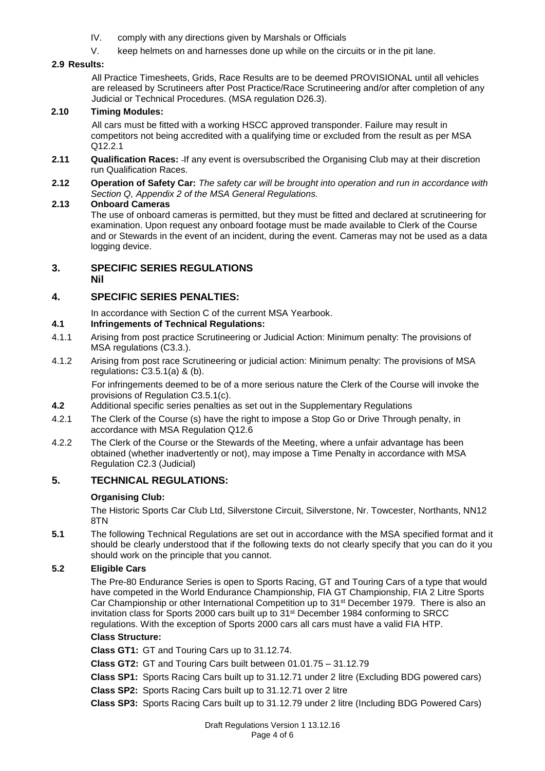IV. comply with any directions given by Marshals or Officials

V. keep helmets on and harnesses done up while on the circuits or in the pit lane.

**2.9 Results:**

All Practice Timesheets, Grids, Race Results are to be deemed PROVISIONAL until all vehicles are released by Scrutineers after Post Practice/Race Scrutineering and/or after completion of any Judicial or Technical Procedures. (MSA regulation D26.3).

**2.10 Timing Modules:**

All cars must be fitted with a working HSCC approved transponder. Failure may result in competitors not being accredited with a qualifying time or excluded from the result as per MSA Q12.2.1

**2.11 Qualification Races:** If any event is oversubscribed the Organising Club may at their discretion run Qualification Races.

**2.12 Operation of Safety Car:** *The safety car will be brought into operation and run in accordance with Section Q, Appendix 2 of the MSA General Regulations.*

**2.13 Onboard Cameras**

The use of onboard cameras is permitted, but they must be fitted and declared at scrutineering for examination. Upon request any onboard footage must be made available to Clerk of the Course and or Stewards in the event of an incident, during the event. Cameras may not be used as a data logging device.

## 3. SPECIFIC SERIES REGULATIONS

**Nil**

## 4. SPECIFIC SERIES PENALTIES:

In accordance with Section C of the current MSA Yearbook.

**4.1 Infringements of Technical Regulations:**

4.1.1 Arising from post practice Scrutineering or Judicial Action: Minimum penalty: The provisions of MSA regulations (C3.3.).

4.1.2 Arising from post race Scrutineering or judicial action: Minimum penalty: The provisions of MSA regulations**:** C3.5.1(a) & (b).

For infringements deemed to be of a more serious nature the Clerk of the Course will invoke the provisions of Regulation C3.5.1(c).

**4.2** Additional specific series penalties as set out in the Supplementary Regulations

4.2.1 The Clerk of the Course (s) have the right to impose a Stop Go or Drive Through penalty, in accordance with MSA Regulation Q12.6

4.2.2 The Clerk of the Course or the Stewards of the Meeting, where a unfair advantage has been obtained (whether inadvertently or not), may impose a Time Penalty in accordance with MSA Regulation C2.3 (Judicial)

## 5. TECHNICAL REGULATIONS:

**Organising Club:**

The Historic Sports Car Club Ltd, Silverstone Circuit, Silverstone, Nr. Towcester, Northants, NN12 8TN

**5.1** The following Technical Regulations are set out in accordance with the MSA specified format and it should be clearly understood that if the following texts do not clearly specify that you can do it you should work on the principle that you cannot.

**5.2 Eligible Cars**

The Pre-80 Endurance Series is open to Sports Racing, GT and Touring Cars of a type that would have competed in the World Endurance Championship, FIA GT Championship, FIA 2 Litre Sports Car Championship or other International Competition up to 31st December 1979. There is also an invitation class for Sports 2000 cars built up to 31st December 1984 conforming to SRCC regulations. With the exception of Sports 2000 cars all cars must have a valid FIA HTP.

**Class Structure:**

**Class GT1:** GT and Touring Cars up to 31.12.74.

**Class GT2:** GT and Touring Cars built between 01.01.75 – 31.12.79

**Class SP1:** Sports Racing Cars built up to 31.12.71 under 2 litre (Excluding BDG powered cars)

**Class SP2:** Sports Racing Cars built up to 31.12.71 over 2 litre

**Class SP3:** Sports Racing Cars built up to 31.12.79 under 2 litre (Including BDG Powered Cars)

Draft Regulations Version 1 13.12.16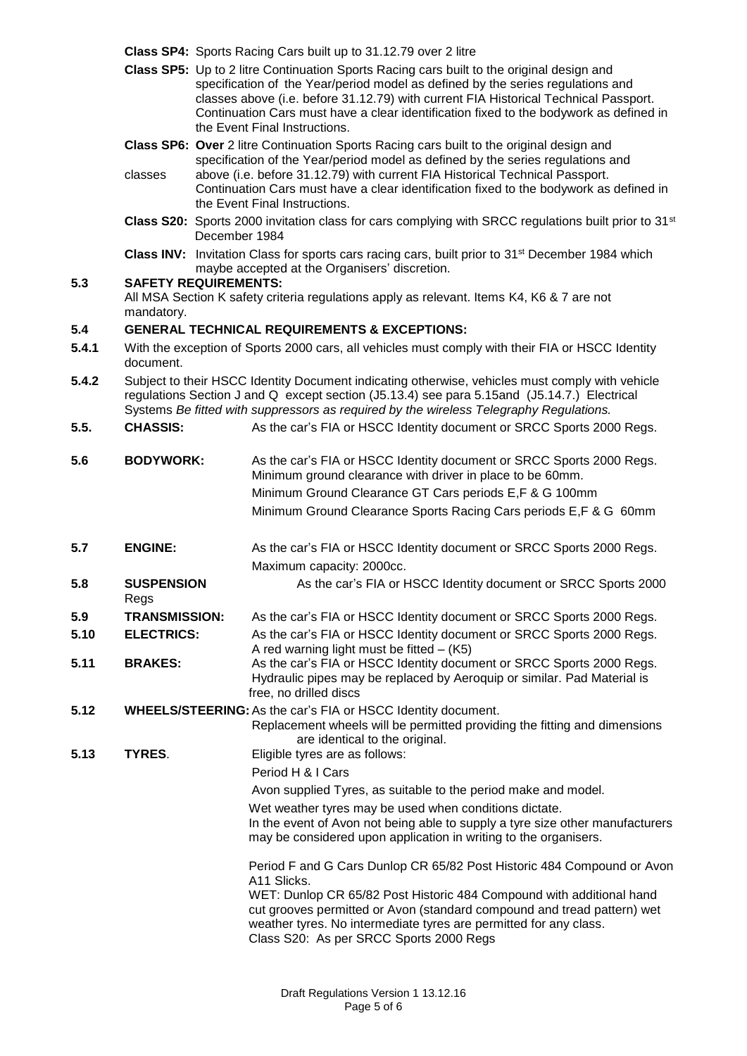**Class SP4:** Sports Racing Cars built up to 31.12.79 over 2 litre

**Class SP5:** Up to 2 litre Continuation Sports Racing cars built to the original design and specification of the Year/period model as defined by the series regulations and classes above (i.e. before 31.12.79) with current FIA Historical Technical Passport. Continuation Cars must have a clear identification fixed to the bodywork as defined in the Event Final Instructions.

**Class SP6:** **Over** 2 litre Continuation Sports Racing cars built to the original design and specification of the Year/period model as defined by the series regulations and classes above (i.e. before 31.12.79) with current FIA Historical Technical Passport. Continuation Cars must have a clear identification fixed to the bodywork as defined in the Event Final Instructions.

**Class S20:** Sports 2000 invitation class for cars complying with SRCC regulations built prior to 31st December 1984

**Class INV:** Invitation Class for sports cars racing cars, built prior to 31st December 1984 which maybe accepted at the Organisers' discretion.

**5.3 SAFETY REQUIREMENTS:**

All MSA Section K safety criteria regulations apply as relevant. Items K4, K6 & 7 are not mandatory.

**5.4 GENERAL TECHNICAL REQUIREMENTS & EXCEPTIONS:**

**5.4.1** With the exception of Sports 2000 cars, all vehicles must comply with their FIA or HSCC Identity document.

**5.4.2** Subject to their HSCC Identity Document indicating otherwise, vehicles must comply with vehicle regulations Section J and Q except section (J5.13.4) see para 5.15and (J5.14.7.) Electrical Systems *Be fitted with suppressors as required by the wireless Telegraphy Regulations.*

**5.5. CHASSIS:** As the car's FIA or HSCC Identity document or SRCC Sports 2000 Regs.

**5.6 BODYWORK:** As the car's FIA or HSCC Identity document or SRCC Sports 2000 Regs. Minimum ground clearance with driver in place to be 60mm.

Minimum Ground Clearance GT Cars periods E,F & G 100mm

Minimum Ground Clearance Sports Racing Cars periods E,F & G 60mm

**5.7 ENGINE:** As the car's FIA or HSCC Identity document or SRCC Sports 2000 Regs.

Maximum capacity: 2000cc.

**5.8 SUSPENSION** As the car's FIA or HSCC Identity document or SRCC Sports 2000 Regs

**5.9 TRANSMISSION:** As the car's FIA or HSCC Identity document or SRCC Sports 2000 Regs.

**5.10 ELECTRICS:** As the car's FIA or HSCC Identity document or SRCC Sports 2000 Regs. A red warning light must be fitted – (K5)

**5.11 BRAKES:** As the car's FIA or HSCC Identity document or SRCC Sports 2000 Regs. Hydraulic pipes may be replaced by Aeroquip or similar. Pad Material is free, no drilled discs

**5.12 WHEELS/STEERING:** As the car's FIA or HSCC Identity document.

Replacement wheels will be permitted providing the fitting and dimensions are identical to the original.

**5.13 TYRES.** Eligible tyres are as follows:

Period H & I Cars

Avon supplied Tyres, as suitable to the period make and model.

Wet weather tyres may be used when conditions dictate.

In the event of Avon not being able to supply a tyre size other manufacturers may be considered upon application in writing to the organisers.

Period F and G Cars Dunlop CR 65/82 Post Historic 484 Compound or Avon A11 Slicks.

WET: Dunlop CR 65/82 Post Historic 484 Compound with additional hand cut grooves permitted or Avon (standard compound and tread pattern) wet weather tyres. No intermediate tyres are permitted for any class.

Class S20: As per SRCC Sports 2000 Regs

Draft Regulations Version 1 13.12.16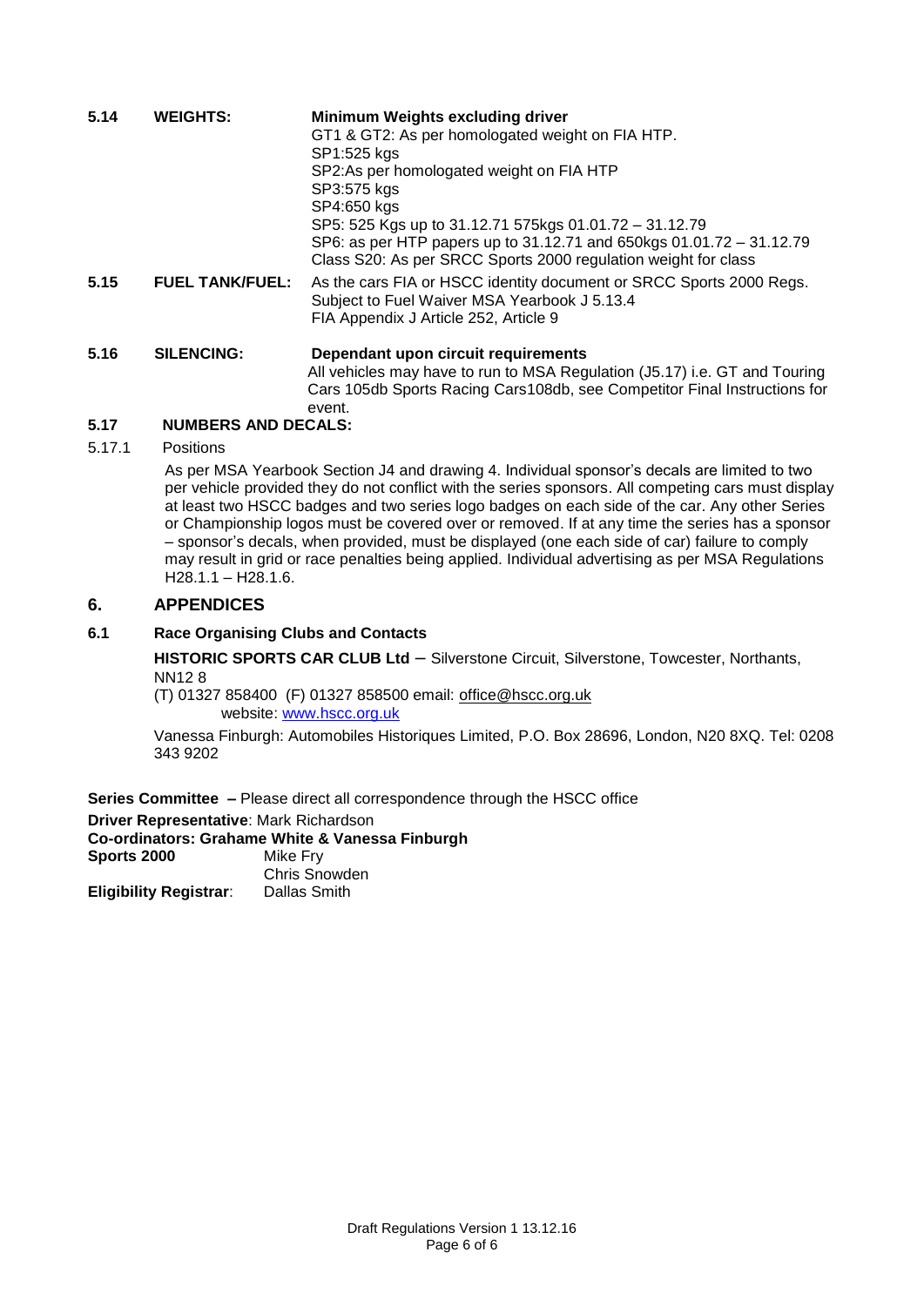**5.14 WEIGHTS:** **Minimum Weights excluding driver**

GT1 & GT2: As per homologated weight on FIA HTP.
SP1:525 kgs
SP2:As per homologated weight on FIA HTP
SP3:575 kgs
SP4:650 kgs
SP5: 525 Kgs up to 31.12.71 575kgs 01.01.72 – 31.12.79
SP6: as per HTP papers up to 31.12.71 and 650kgs 01.01.72 – 31.12.79
Class S20: As per SRCC Sports 2000 regulation weight for class

**5.15 FUEL TANK/FUEL:** As the cars FIA or HSCC identity document or SRCC Sports 2000 Regs. Subject to Fuel Waiver MSA Yearbook J 5.13.4
FIA Appendix J Article 252, Article 9

**5.16 SILENCING:** **Dependant upon circuit requirements**

All vehicles may have to run to MSA Regulation (J5.17) i.e. GT and Touring Cars 105db Sports Racing Cars108db, see Competitor Final Instructions for event.

**5.17 NUMBERS AND DECALS:**

5.17.1 Positions

As per MSA Yearbook Section J4 and drawing 4. Individual sponsor's decals are limited to two per vehicle provided they do not conflict with the series sponsors. All competing cars must display at least two HSCC badges and two series logo badges on each side of the car. Any other Series or Championship logos must be covered over or removed. If at any time the series has a sponsor – sponsor's decals, when provided, must be displayed (one each side of car) failure to comply may result in grid or race penalties being applied. Individual advertising as per MSA Regulations H28.1.1 – H28.1.6.

## 6. APPENDICES

### 6.1 Race Organising Clubs and Contacts

**HISTORIC SPORTS CAR CLUB Ltd** – Silverstone Circuit, Silverstone, Towcester, Northants, NN12 8
(T) 01327 858400 (F) 01327 858500 email: office@hscc.org.uk
website: www.hscc.org.uk

Vanessa Finburgh: Automobiles Historiques Limited, P.O. Box 28696, London, N20 8XQ. Tel: 0208 343 9202

**Series Committee –** Please direct all correspondence through the HSCC office
**Driver Representative**: Mark Richardson
**Co-ordinators: Grahame White & Vanessa Finburgh**
**Sports 2000** Mike Fry
Chris Snowden
**Eligibility Registrar**: Dallas Smith

Draft Regulations Version 1 13.12.16